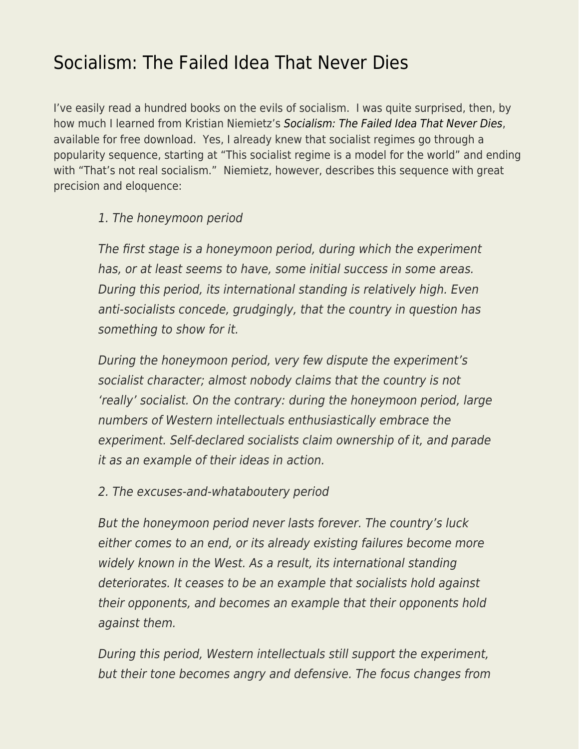# Socialism: The Failed Idea That Never Dies

I've easily read a hundred books on the evils of socialism. I was quite surprised, then, by how much I learned from Kristian Niemietz's *Socialism: The Failed Idea That Never Dies*, available for free download. Yes, I already knew that socialist regimes go through a popularity sequence, starting at "This socialist regime is a model for the world" and ending with "That's not real socialism." Niemietz, however, describes this sequence with great precision and eloquence:

> *1. The honeymoon period*
>
> *The first stage is a honeymoon period, during which the experiment has, or at least seems to have, some initial success in some areas. During this period, its international standing is relatively high. Even anti-socialists concede, grudgingly, that the country in question has something to show for it.*
>
> *During the honeymoon period, very few dispute the experiment's socialist character; almost nobody claims that the country is not 'really' socialist. On the contrary: during the honeymoon period, large numbers of Western intellectuals enthusiastically embrace the experiment. Self-declared socialists claim ownership of it, and parade it as an example of their ideas in action.*
>
> *2. The excuses-and-whataboutery period*
>
> *But the honeymoon period never lasts forever. The country's luck either comes to an end, or its already existing failures become more widely known in the West. As a result, its international standing deteriorates. It ceases to be an example that socialists hold against their opponents, and becomes an example that their opponents hold against them.*
>
> *During this period, Western intellectuals still support the experiment, but their tone becomes angry and defensive. The focus changes from*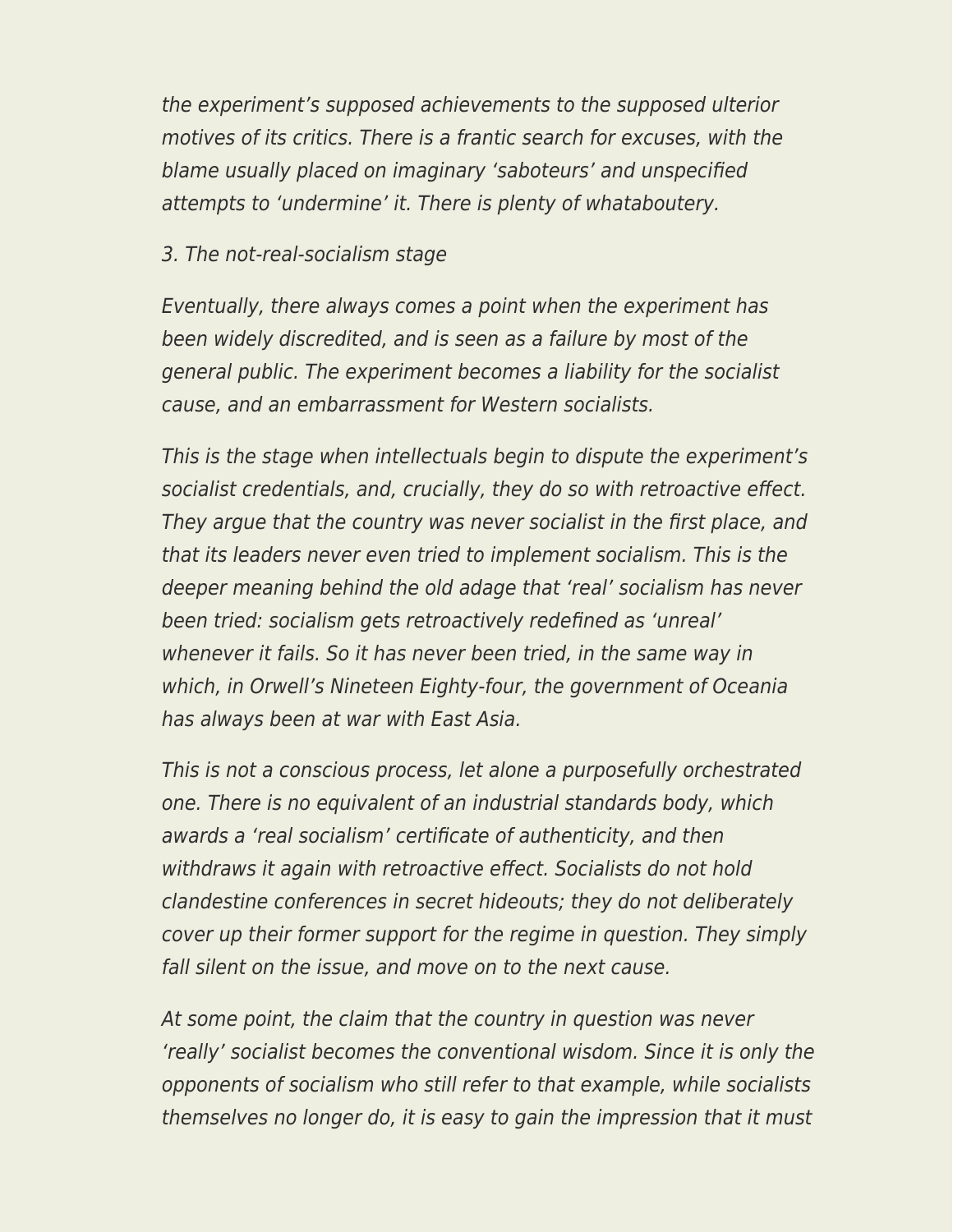*the experiment's supposed achievements to the supposed ulterior motives of its critics. There is a frantic search for excuses, with the blame usually placed on imaginary 'saboteurs' and unspecified attempts to 'undermine' it. There is plenty of whataboutery.*

*3. The not-real-socialism stage*

*Eventually, there always comes a point when the experiment has been widely discredited, and is seen as a failure by most of the general public. The experiment becomes a liability for the socialist cause, and an embarrassment for Western socialists.*

*This is the stage when intellectuals begin to dispute the experiment's socialist credentials, and, crucially, they do so with retroactive effect. They argue that the country was never socialist in the first place, and that its leaders never even tried to implement socialism. This is the deeper meaning behind the old adage that 'real' socialism has never been tried: socialism gets retroactively redefined as 'unreal' whenever it fails. So it has never been tried, in the same way in which, in Orwell's Nineteen Eighty-four, the government of Oceania has always been at war with East Asia.*

*This is not a conscious process, let alone a purposefully orchestrated one. There is no equivalent of an industrial standards body, which awards a 'real socialism' certificate of authenticity, and then withdraws it again with retroactive effect. Socialists do not hold clandestine conferences in secret hideouts; they do not deliberately cover up their former support for the regime in question. They simply fall silent on the issue, and move on to the next cause.*

*At some point, the claim that the country in question was never 'really' socialist becomes the conventional wisdom. Since it is only the opponents of socialism who still refer to that example, while socialists themselves no longer do, it is easy to gain the impression that it must*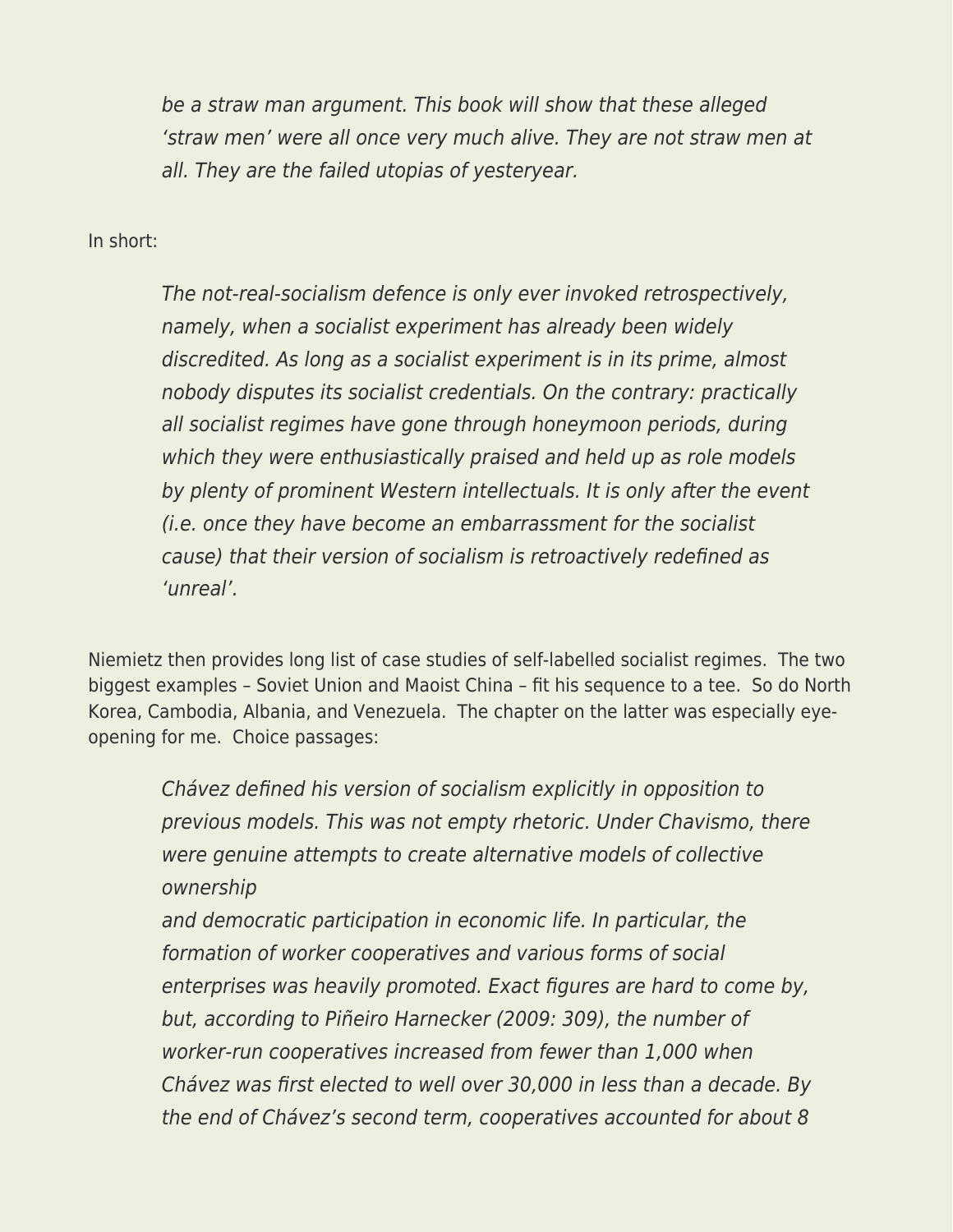> *be a straw man argument. This book will show that these alleged 'straw men' were all once very much alive. They are not straw men at all. They are the failed utopias of yesteryear.*

In short:

> *The not-real-socialism defence is only ever invoked retrospectively, namely, when a socialist experiment has already been widely discredited. As long as a socialist experiment is in its prime, almost nobody disputes its socialist credentials. On the contrary: practically all socialist regimes have gone through honeymoon periods, during which they were enthusiastically praised and held up as role models by plenty of prominent Western intellectuals. It is only after the event (i.e. once they have become an embarrassment for the socialist cause) that their version of socialism is retroactively redefined as 'unreal'.*

Niemietz then provides long list of case studies of self-labelled socialist regimes. The two biggest examples – Soviet Union and Maoist China – fit his sequence to a tee. So do North Korea, Cambodia, Albania, and Venezuela. The chapter on the latter was especially eye-opening for me. Choice passages:

> *Chávez defined his version of socialism explicitly in opposition to previous models. This was not empty rhetoric. Under Chavismo, there were genuine attempts to create alternative models of collective ownership*
> *and democratic participation in economic life. In particular, the formation of worker cooperatives and various forms of social enterprises was heavily promoted. Exact figures are hard to come by, but, according to Piñeiro Harnecker (2009: 309), the number of worker-run cooperatives increased from fewer than 1,000 when Chávez was first elected to well over 30,000 in less than a decade. By the end of Chávez's second term, cooperatives accounted for about 8*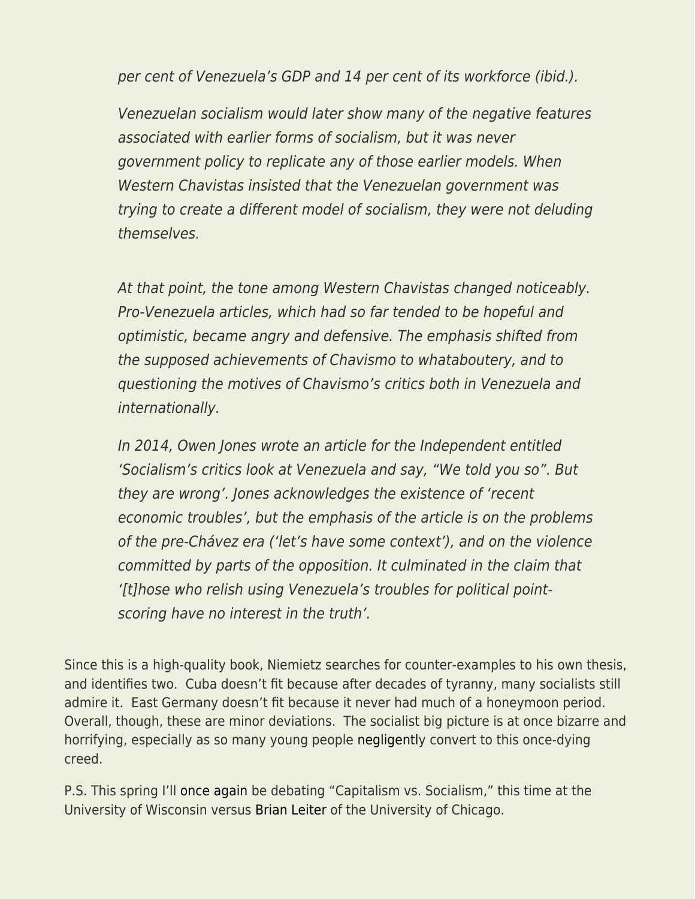> *per cent of Venezuela's GDP and 14 per cent of its workforce (ibid.).*
>
> *Venezuelan socialism would later show many of the negative features associated with earlier forms of socialism, but it was never government policy to replicate any of those earlier models. When Western Chavistas insisted that the Venezuelan government was trying to create a different model of socialism, they were not deluding themselves.*
>
> *At that point, the tone among Western Chavistas changed noticeably. Pro-Venezuela articles, which had so far tended to be hopeful and optimistic, became angry and defensive. The emphasis shifted from the supposed achievements of Chavismo to whataboutery, and to questioning the motives of Chavismo's critics both in Venezuela and internationally.*
>
> *In 2014, Owen Jones wrote an article for the Independent entitled 'Socialism's critics look at Venezuela and say, "We told you so". But they are wrong'. Jones acknowledges the existence of 'recent economic troubles', but the emphasis of the article is on the problems of the pre-Chávez era ('let's have some context'), and on the violence committed by parts of the opposition. It culminated in the claim that '[t]hose who relish using Venezuela's troubles for political point-scoring have no interest in the truth'.*

Since this is a high-quality book, Niemietz searches for counter-examples to his own thesis, and identifies two. Cuba doesn't fit because after decades of tyranny, many socialists still admire it. East Germany doesn't fit because it never had much of a honeymoon period. Overall, though, these are minor deviations. The socialist big picture is at once bizarre and horrifying, especially as so many young people negligently convert to this once-dying creed.

P.S. This spring I'll once again be debating "Capitalism vs. Socialism," this time at the University of Wisconsin versus Brian Leiter of the University of Chicago.